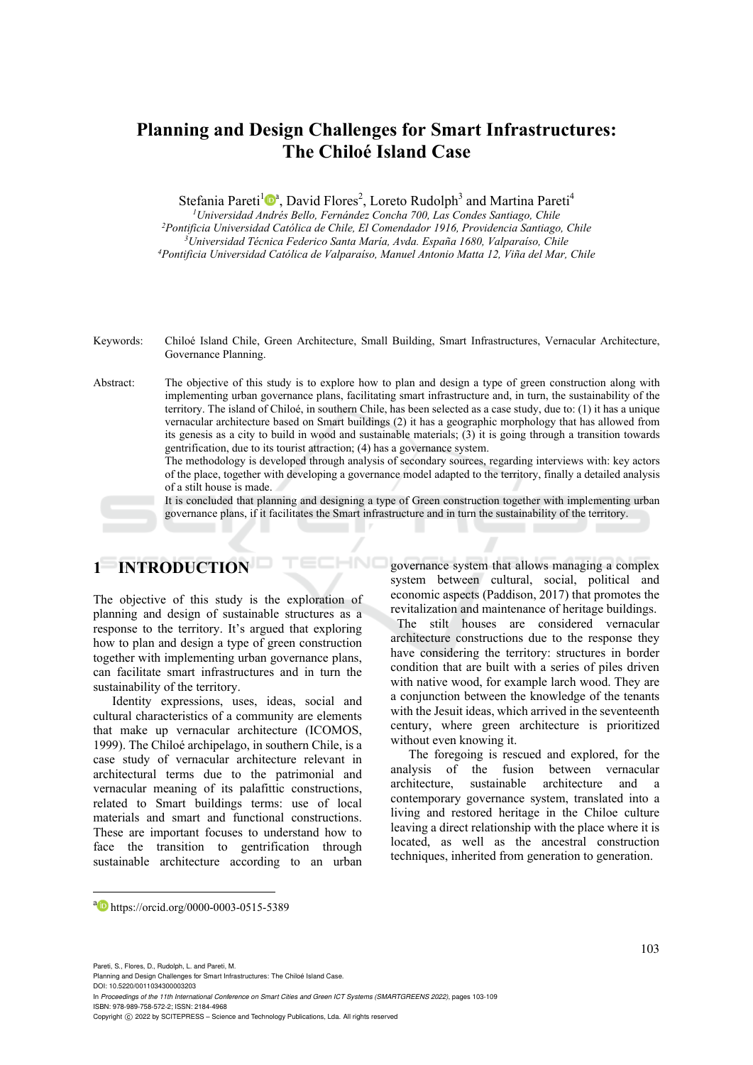# Planning and Design Challenges for Smart Infrastructures: The Chiloé Island Case

Stefania Pareti[1][a], David Flores[2], Loreto Rudolph[3] and Martina Pareti[4]

[1]*Universidad Andrés Bello, Fernández Concha 700, Las Condes Santiago, Chile*
[2]*Pontificia Universidad Católica de Chile, El Comendador 1916, Providencia Santiago, Chile*
[3]*Universidad Técnica Federico Santa María, Avda. España 1680, Valparaíso, Chile*
[4]*Pontificia Universidad Católica de Valparaíso, Manuel Antonio Matta 12, Viña del Mar, Chile*

Keywords: Chiloé Island Chile, Green Architecture, Small Building, Smart Infrastructures, Vernacular Architecture, Governance Planning.

Abstract: The objective of this study is to explore how to plan and design a type of green construction along with implementing urban governance plans, facilitating smart infrastructure and, in turn, the sustainability of the territory. The island of Chiloé, in southern Chile, has been selected as a case study, due to: (1) it has a unique vernacular architecture based on Smart buildings (2) it has a geographic morphology that has allowed from its genesis as a city to build in wood and sustainable materials; (3) it is going through a transition towards gentrification, due to its tourist attraction; (4) has a governance system.
The methodology is developed through analysis of secondary sources, regarding interviews with: key actors of the place, together with developing a governance model adapted to the territory, finally a detailed analysis of a stilt house is made.
It is concluded that planning and designing a type of Green construction together with implementing urban governance plans, if it facilitates the Smart infrastructure and in turn the sustainability of the territory.

## 1 INTRODUCTION

The objective of this study is the exploration of planning and design of sustainable structures as a response to the territory. It's argued that exploring how to plan and design a type of green construction together with implementing urban governance plans, can facilitate smart infrastructures and in turn the sustainability of the territory.

Identity expressions, uses, ideas, social and cultural characteristics of a community are elements that make up vernacular architecture (ICOMOS, 1999). The Chiloé archipelago, in southern Chile, is a case study of vernacular architecture relevant in architectural terms due to the patrimonial and vernacular meaning of its palafittic constructions, related to Smart buildings terms: use of local materials and smart and functional constructions. These are important focuses to understand how to face the transition to gentrification through sustainable architecture according to an urban governance system that allows managing a complex system between cultural, social, political and economic aspects (Paddison, 2017) that promotes the revitalization and maintenance of heritage buildings.

The stilt houses are considered vernacular architecture constructions due to the response they have considering the territory: structures in border condition that are built with a series of piles driven with native wood, for example larch wood. They are a conjunction between the knowledge of the tenants with the Jesuit ideas, which arrived in the seventeenth century, where green architecture is prioritized without even knowing it.

The foregoing is rescued and explored, for the analysis of the fusion between vernacular architecture, sustainable architecture and a contemporary governance system, translated into a living and restored heritage in the Chiloe culture leaving a direct relationship with the place where it is located, as well as the ancestral construction techniques, inherited from generation to generation.

[a] https://orcid.org/0000-0003-0515-5389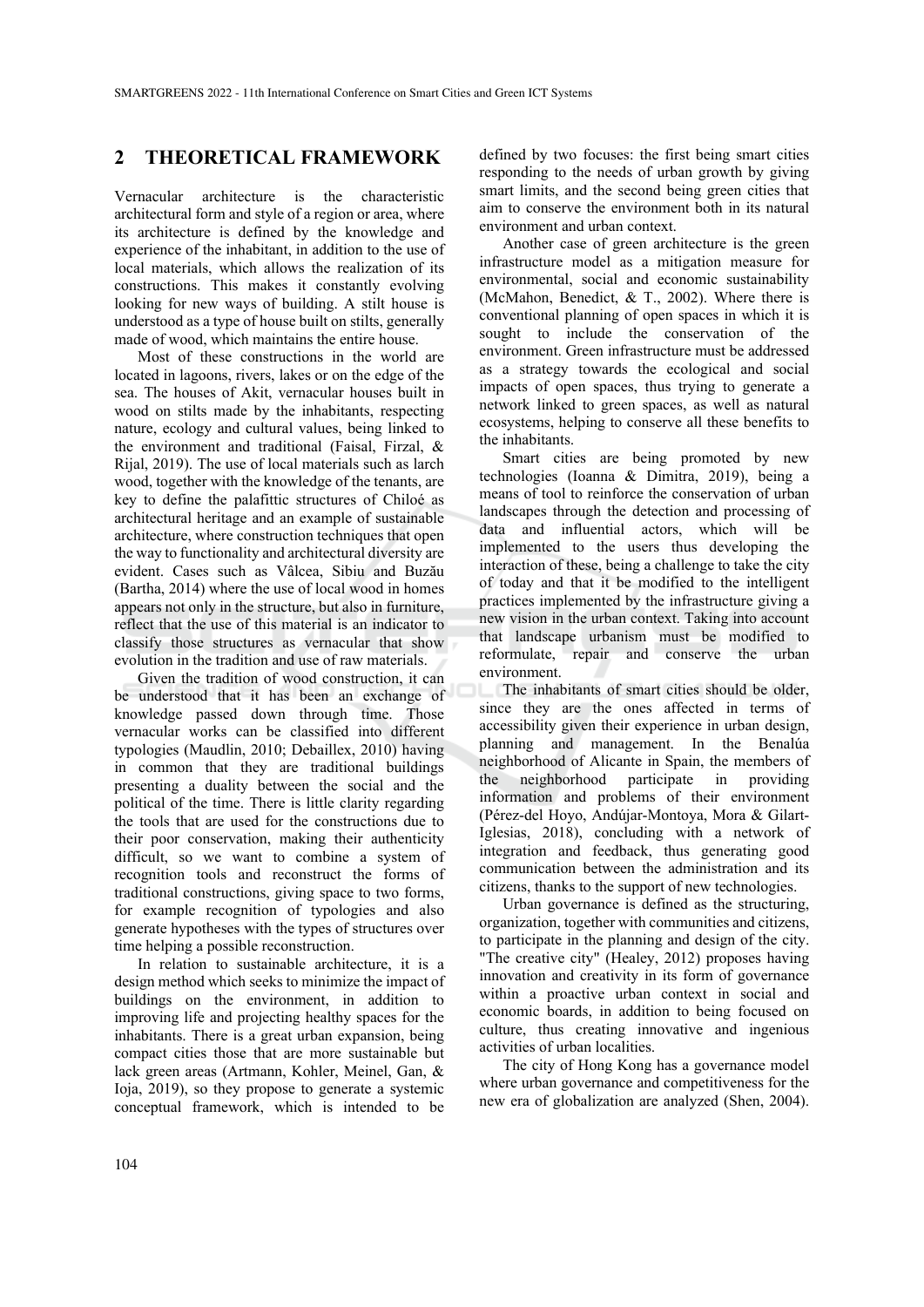## 2 THEORETICAL FRAMEWORK

Vernacular architecture is the characteristic architectural form and style of a region or area, where its architecture is defined by the knowledge and experience of the inhabitant, in addition to the use of local materials, which allows the realization of its constructions. This makes it constantly evolving looking for new ways of building. A stilt house is understood as a type of house built on stilts, generally made of wood, which maintains the entire house.

Most of these constructions in the world are located in lagoons, rivers, lakes or on the edge of the sea. The houses of Akit, vernacular houses built in wood on stilts made by the inhabitants, respecting nature, ecology and cultural values, being linked to the environment and traditional (Faisal, Firzal, & Rijal, 2019). The use of local materials such as larch wood, together with the knowledge of the tenants, are key to define the palafittic structures of Chiloé as architectural heritage and an example of sustainable architecture, where construction techniques that open the way to functionality and architectural diversity are evident. Cases such as Vâlcea, Sibiu and Buzău (Bartha, 2014) where the use of local wood in homes appears not only in the structure, but also in furniture, reflect that the use of this material is an indicator to classify those structures as vernacular that show evolution in the tradition and use of raw materials.

Given the tradition of wood construction, it can be understood that it has been an exchange of knowledge passed down through time. Those vernacular works can be classified into different typologies (Maudlin, 2010; Debaillex, 2010) having in common that they are traditional buildings presenting a duality between the social and the political of the time. There is little clarity regarding the tools that are used for the constructions due to their poor conservation, making their authenticity difficult, so we want to combine a system of recognition tools and reconstruct the forms of traditional constructions, giving space to two forms, for example recognition of typologies and also generate hypotheses with the types of structures over time helping a possible reconstruction.

In relation to sustainable architecture, it is a design method which seeks to minimize the impact of buildings on the environment, in addition to improving life and projecting healthy spaces for the inhabitants. There is a great urban expansion, being compact cities those that are more sustainable but lack green areas (Artmann, Kohler, Meinel, Gan, & Ioja, 2019), so they propose to generate a systemic conceptual framework, which is intended to be defined by two focuses: the first being smart cities responding to the needs of urban growth by giving smart limits, and the second being green cities that aim to conserve the environment both in its natural environment and urban context.

Another case of green architecture is the green infrastructure model as a mitigation measure for environmental, social and economic sustainability (McMahon, Benedict, & T., 2002). Where there is conventional planning of open spaces in which it is sought to include the conservation of the environment. Green infrastructure must be addressed as a strategy towards the ecological and social impacts of open spaces, thus trying to generate a network linked to green spaces, as well as natural ecosystems, helping to conserve all these benefits to the inhabitants.

Smart cities are being promoted by new technologies (Ioanna & Dimitra, 2019), being a means of tool to reinforce the conservation of urban landscapes through the detection and processing of data and influential actors, which will be implemented to the users thus developing the interaction of these, being a challenge to take the city of today and that it be modified to the intelligent practices implemented by the infrastructure giving a new vision in the urban context. Taking into account that landscape urbanism must be modified to reformulate, repair and conserve the urban environment.

The inhabitants of smart cities should be older, since they are the ones affected in terms of accessibility given their experience in urban design, planning and management. In the Benalúa neighborhood of Alicante in Spain, the members of the neighborhood participate in providing information and problems of their environment (Pérez-del Hoyo, Andújar-Montoya, Mora & Gilart-Iglesias, 2018), concluding with a network of integration and feedback, thus generating good communication between the administration and its citizens, thanks to the support of new technologies.

Urban governance is defined as the structuring, organization, together with communities and citizens, to participate in the planning and design of the city. "The creative city" (Healey, 2012) proposes having innovation and creativity in its form of governance within a proactive urban context in social and economic boards, in addition to being focused on culture, thus creating innovative and ingenious activities of urban localities.

The city of Hong Kong has a governance model where urban governance and competitiveness for the new era of globalization are analyzed (Shen, 2004).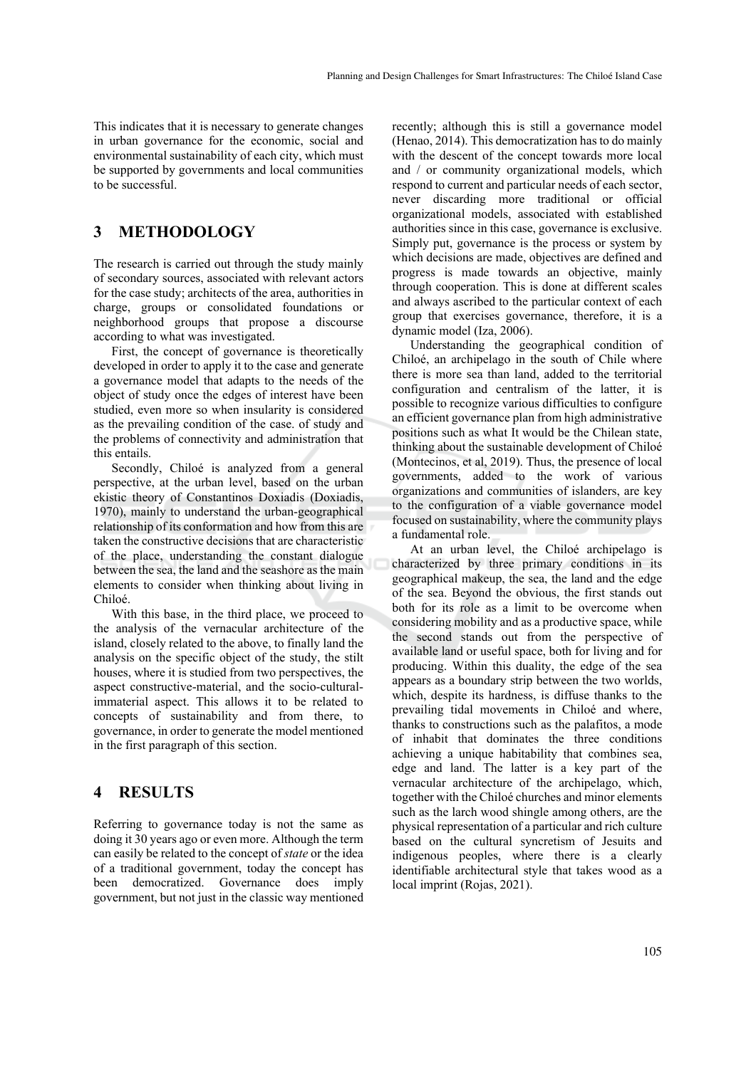This indicates that it is necessary to generate changes in urban governance for the economic, social and environmental sustainability of each city, which must be supported by governments and local communities to be successful.

## 3 METHODOLOGY

The research is carried out through the study mainly of secondary sources, associated with relevant actors for the case study; architects of the area, authorities in charge, groups or consolidated foundations or neighborhood groups that propose a discourse according to what was investigated.

First, the concept of governance is theoretically developed in order to apply it to the case and generate a governance model that adapts to the needs of the object of study once the edges of interest have been studied, even more so when insularity is considered as the prevailing condition of the case. of study and the problems of connectivity and administration that this entails.

Secondly, Chiloé is analyzed from a general perspective, at the urban level, based on the urban ekistic theory of Constantinos Doxiadis (Doxiadis, 1970), mainly to understand the urban-geographical relationship of its conformation and how from this are taken the constructive decisions that are characteristic of the place, understanding the constant dialogue between the sea, the land and the seashore as the main elements to consider when thinking about living in Chiloé.

With this base, in the third place, we proceed to the analysis of the vernacular architecture of the island, closely related to the above, to finally land the analysis on the specific object of the study, the stilt houses, where it is studied from two perspectives, the aspect constructive-material, and the socio-cultural-immaterial aspect. This allows it to be related to concepts of sustainability and from there, to governance, in order to generate the model mentioned in the first paragraph of this section.

## 4 RESULTS

Referring to governance today is not the same as doing it 30 years ago or even more. Although the term can easily be related to the concept of *state* or the idea of a traditional government, today the concept has been democratized. Governance does imply government, but not just in the classic way mentioned recently; although this is still a governance model (Henao, 2014). This democratization has to do mainly with the descent of the concept towards more local and / or community organizational models, which respond to current and particular needs of each sector, never discarding more traditional or official organizational models, associated with established authorities since in this case, governance is exclusive. Simply put, governance is the process or system by which decisions are made, objectives are defined and progress is made towards an objective, mainly through cooperation. This is done at different scales and always ascribed to the particular context of each group that exercises governance, therefore, it is a dynamic model (Iza, 2006).

Understanding the geographical condition of Chiloé, an archipelago in the south of Chile where there is more sea than land, added to the territorial configuration and centralism of the latter, it is possible to recognize various difficulties to configure an efficient governance plan from high administrative positions such as what It would be the Chilean state, thinking about the sustainable development of Chiloé (Montecinos, et al, 2019). Thus, the presence of local governments, added to the work of various organizations and communities of islanders, are key to the configuration of a viable governance model focused on sustainability, where the community plays a fundamental role.

At an urban level, the Chiloé archipelago is characterized by three primary conditions in its geographical makeup, the sea, the land and the edge of the sea. Beyond the obvious, the first stands out both for its role as a limit to be overcome when considering mobility and as a productive space, while the second stands out from the perspective of available land or useful space, both for living and for producing. Within this duality, the edge of the sea appears as a boundary strip between the two worlds, which, despite its hardness, is diffuse thanks to the prevailing tidal movements in Chiloé and where, thanks to constructions such as the palafitos, a mode of inhabit that dominates the three conditions achieving a unique habitability that combines sea, edge and land. The latter is a key part of the vernacular architecture of the archipelago, which, together with the Chiloé churches and minor elements such as the larch wood shingle among others, are the physical representation of a particular and rich culture based on the cultural syncretism of Jesuits and indigenous peoples, where there is a clearly identifiable architectural style that takes wood as a local imprint (Rojas, 2021).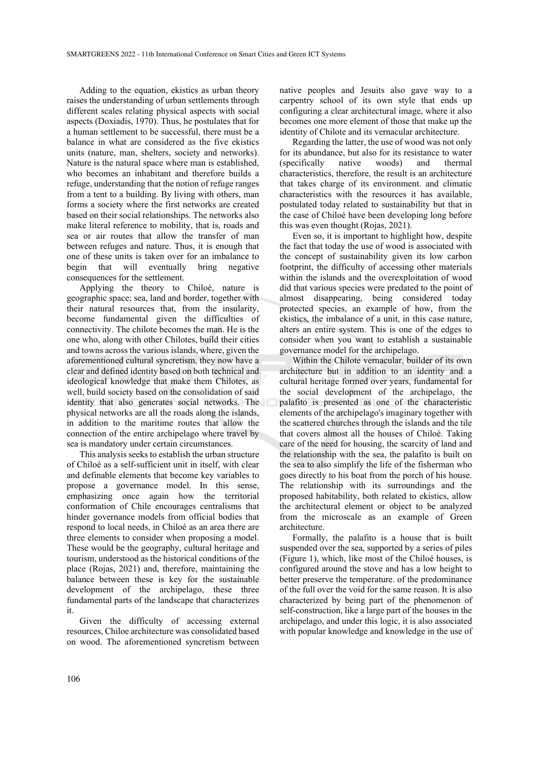Adding to the equation, ekistics as urban theory raises the understanding of urban settlements through different scales relating physical aspects with social aspects (Doxiadis, 1970). Thus, he postulates that for a human settlement to be successful, there must be a balance in what are considered as the five ekistics units (nature, man, shelters, society and networks). Nature is the natural space where man is established, who becomes an inhabitant and therefore builds a refuge, understanding that the notion of refuge ranges from a tent to a building. By living with others, man forms a society where the first networks are created based on their social relationships. The networks also make literal reference to mobility, that is, roads and sea or air routes that allow the transfer of man between refuges and nature. Thus, it is enough that one of these units is taken over for an imbalance to begin that will eventually bring negative consequences for the settlement.

Applying the theory to Chiloé, nature is geographic space; sea, land and border, together with their natural resources that, from the insularity, become fundamental given the difficulties of connectivity. The chilote becomes the man. He is the one who, along with other Chilotes, build their cities and towns across the various islands, where, given the aforementioned cultural syncretism, they now have a clear and defined identity based on both technical and ideological knowledge that make them Chilotes, as well, build society based on the consolidation of said identity that also generates social networks. The physical networks are all the roads along the islands, in addition to the maritime routes that allow the connection of the entire archipelago where travel by sea is mandatory under certain circumstances.

This analysis seeks to establish the urban structure of Chiloé as a self-sufficient unit in itself, with clear and definable elements that become key variables to propose a governance model. In this sense, emphasizing once again how the territorial conformation of Chile encourages centralisms that hinder governance models from official bodies that respond to local needs, in Chiloé as an area there are three elements to consider when proposing a model. These would be the geography, cultural heritage and tourism, understood as the historical conditions of the place (Rojas, 2021) and, therefore, maintaining the balance between these is key for the sustainable development of the archipelago, these three fundamental parts of the landscape that characterizes it.

Given the difficulty of accessing external resources, Chiloe architecture was consolidated based on wood. The aforementioned syncretism between native peoples and Jesuits also gave way to a carpentry school of its own style that ends up configuring a clear architectural image, where it also becomes one more element of those that make up the identity of Chilote and its vernacular architecture.

Regarding the latter, the use of wood was not only for its abundance, but also for its resistance to water (specifically native woods) and thermal characteristics, therefore, the result is an architecture that takes charge of its environment. and climatic characteristics with the resources it has available, postulated today related to sustainability but that in the case of Chiloé have been developing long before this was even thought (Rojas, 2021).

Even so, it is important to highlight how, despite the fact that today the use of wood is associated with the concept of sustainability given its low carbon footprint, the difficulty of accessing other materials within the islands and the overexploitation of wood did that various species were predated to the point of almost disappearing, being considered today protected species, an example of how, from the ekistics, the imbalance of a unit, in this case nature, alters an entire system. This is one of the edges to consider when you want to establish a sustainable governance model for the archipelago.

Within the Chilote vernacular, builder of its own architecture but in addition to an identity and a cultural heritage formed over years, fundamental for the social development of the archipelago, the palafito is presented as one of the characteristic elements of the archipelago's imaginary together with the scattered churches through the islands and the tile that covers almost all the houses of Chiloé. Taking care of the need for housing, the scarcity of land and the relationship with the sea, the palafito is built on the sea to also simplify the life of the fisherman who goes directly to his boat from the porch of his house. The relationship with its surroundings and the proposed habitability, both related to ekistics, allow the architectural element or object to be analyzed from the microscale as an example of Green architecture.

Formally, the palafito is a house that is built suspended over the sea, supported by a series of piles (Figure 1), which, like most of the Chiloé houses, is configured around the stove and has a low height to better preserve the temperature. of the predominance of the full over the void for the same reason. It is also characterized by being part of the phenomenon of self-construction, like a large part of the houses in the archipelago, and under this logic, it is also associated with popular knowledge and knowledge in the use of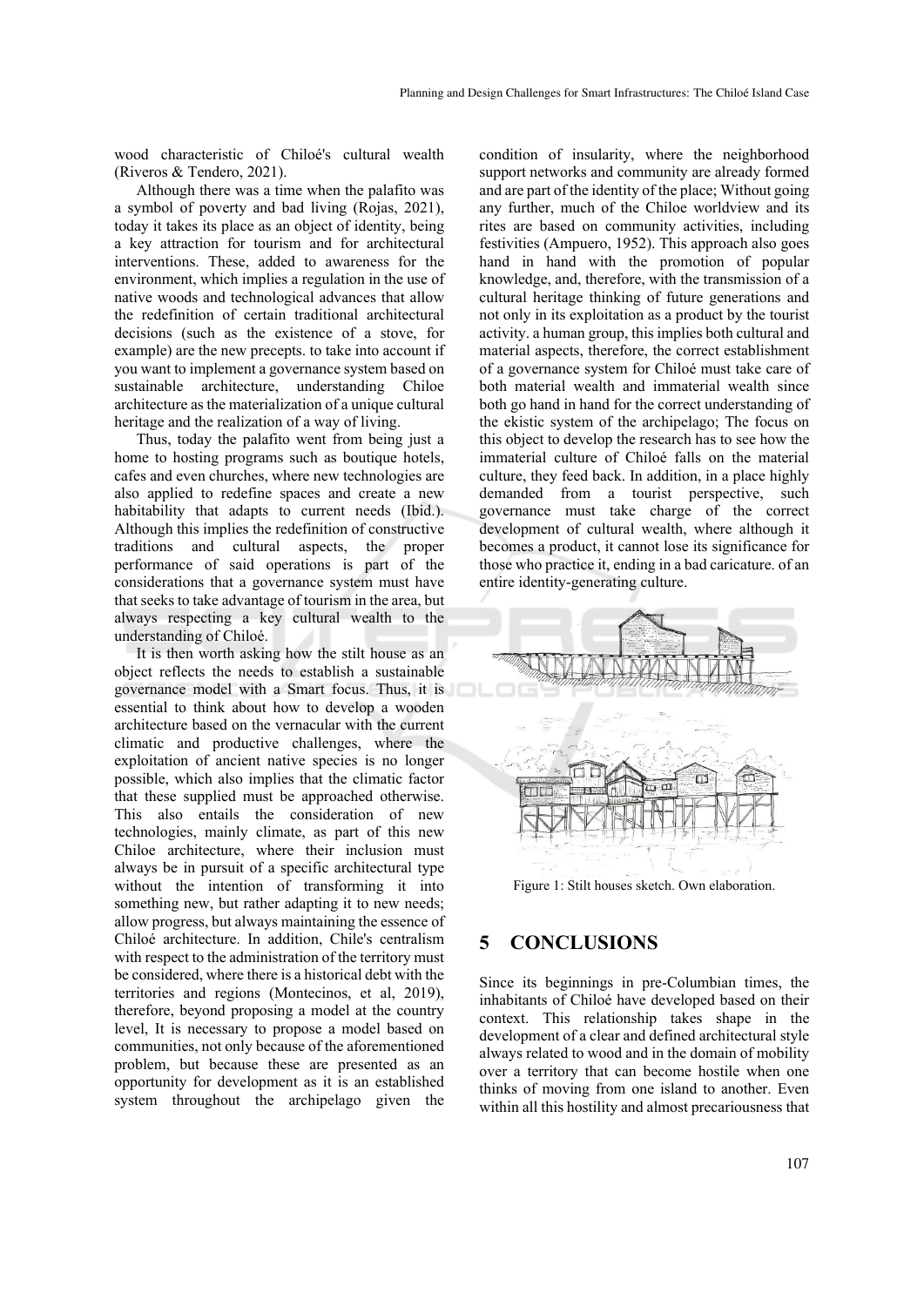wood characteristic of Chiloé's cultural wealth (Riveros & Tendero, 2021).

Although there was a time when the palafito was a symbol of poverty and bad living (Rojas, 2021), today it takes its place as an object of identity, being a key attraction for tourism and for architectural interventions. These, added to awareness for the environment, which implies a regulation in the use of native woods and technological advances that allow the redefinition of certain traditional architectural decisions (such as the existence of a stove, for example) are the new precepts. to take into account if you want to implement a governance system based on sustainable architecture, understanding Chiloe architecture as the materialization of a unique cultural heritage and the realization of a way of living.

Thus, today the palafito went from being just a home to hosting programs such as boutique hotels, cafes and even churches, where new technologies are also applied to redefine spaces and create a new habitability that adapts to current needs (Ibid.). Although this implies the redefinition of constructive traditions and cultural aspects, the proper performance of said operations is part of the considerations that a governance system must have that seeks to take advantage of tourism in the area, but always respecting a key cultural wealth to the understanding of Chiloé.

It is then worth asking how the stilt house as an object reflects the needs to establish a sustainable governance model with a Smart focus. Thus, it is essential to think about how to develop a wooden architecture based on the vernacular with the current climatic and productive challenges, where the exploitation of ancient native species is no longer possible, which also implies that the climatic factor that these supplied must be approached otherwise. This also entails the consideration of new technologies, mainly climate, as part of this new Chiloe architecture, where their inclusion must always be in pursuit of a specific architectural type without the intention of transforming it into something new, but rather adapting it to new needs; allow progress, but always maintaining the essence of Chiloé architecture. In addition, Chile's centralism with respect to the administration of the territory must be considered, where there is a historical debt with the territories and regions (Montecinos, et al, 2019), therefore, beyond proposing a model at the country level, It is necessary to propose a model based on communities, not only because of the aforementioned problem, but because these are presented as an opportunity for development as it is an established system throughout the archipelago given the condition of insularity, where the neighborhood support networks and community are already formed and are part of the identity of the place; Without going any further, much of the Chiloe worldview and its rites are based on community activities, including festivities (Ampuero, 1952). This approach also goes hand in hand with the promotion of popular knowledge, and, therefore, with the transmission of a cultural heritage thinking of future generations and not only in its exploitation as a product by the tourist activity. a human group, this implies both cultural and material aspects, therefore, the correct establishment of a governance system for Chiloé must take care of both material wealth and immaterial wealth since both go hand in hand for the correct understanding of the ekistic system of the archipelago; The focus on this object to develop the research has to see how the immaterial culture of Chiloé falls on the material culture, they feed back. In addition, in a place highly demanded from a tourist perspective, such governance must take charge of the correct development of cultural wealth, where although it becomes a product, it cannot lose its significance for those who practice it, ending in a bad caricature. of an entire identity-generating culture.

Figure 1: Stilt houses sketch. Own elaboration.

## 5 CONCLUSIONS

Since its beginnings in pre-Columbian times, the inhabitants of Chiloé have developed based on their context. This relationship takes shape in the development of a clear and defined architectural style always related to wood and in the domain of mobility over a territory that can become hostile when one thinks of moving from one island to another. Even within all this hostility and almost precariousness that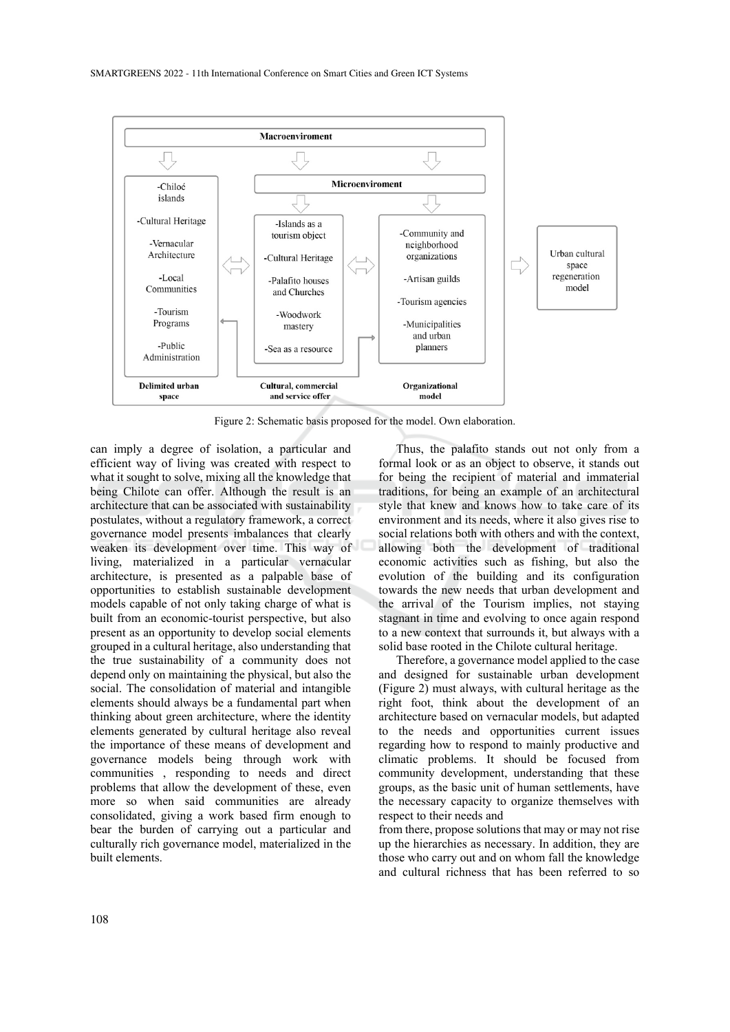Macroenviroment

-Chiloé islands

-Cultural Heritage

-Vernacular Architecture

-Local Communities

-Tourism Programs

-Public Administration

Microenviroment

-Islands as a tourism object

-Cultural Heritage

-Palafito houses and Churches

-Woodwork mastery

-Sea as a resource

-Community and neighborhood organizations

-Artisan guilds

-Tourism agencies

-Municipalities and urban planners

Urban cultural space regeneration model

Delimited urban space

Cultural, commercial and service offer

Organizational model

Figure 2: Schematic basis proposed for the model. Own elaboration.

can imply a degree of isolation, a particular and efficient way of living was created with respect to what it sought to solve, mixing all the knowledge that being Chilote can offer. Although the result is an architecture that can be associated with sustainability postulates, without a regulatory framework, a correct governance model presents imbalances that clearly weaken its development over time. This way of living, materialized in a particular vernacular architecture, is presented as a palpable base of opportunities to establish sustainable development models capable of not only taking charge of what is built from an economic-tourist perspective, but also present as an opportunity to develop social elements grouped in a cultural heritage, also understanding that the true sustainability of a community does not depend only on maintaining the physical, but also the social. The consolidation of material and intangible elements should always be a fundamental part when thinking about green architecture, where the identity elements generated by cultural heritage also reveal the importance of these means of development and governance models being through work with communities , responding to needs and direct problems that allow the development of these, even more so when said communities are already consolidated, giving a work based firm enough to bear the burden of carrying out a particular and culturally rich governance model, materialized in the built elements.

Thus, the palafito stands out not only from a formal look or as an object to observe, it stands out for being the recipient of material and immaterial traditions, for being an example of an architectural style that knew and knows how to take care of its environment and its needs, where it also gives rise to social relations both with others and with the context, allowing both the development of traditional economic activities such as fishing, but also the evolution of the building and its configuration towards the new needs that urban development and the arrival of the Tourism implies, not staying stagnant in time and evolving to once again respond to a new context that surrounds it, but always with a solid base rooted in the Chilote cultural heritage.

Therefore, a governance model applied to the case and designed for sustainable urban development (Figure 2) must always, with cultural heritage as the right foot, think about the development of an architecture based on vernacular models, but adapted to the needs and opportunities current issues regarding how to respond to mainly productive and climatic problems. It should be focused from community development, understanding that these groups, as the basic unit of human settlements, have the necessary capacity to organize themselves with respect to their needs and
from there, propose solutions that may or may not rise up the hierarchies as necessary. In addition, they are those who carry out and on whom fall the knowledge and cultural richness that has been referred to so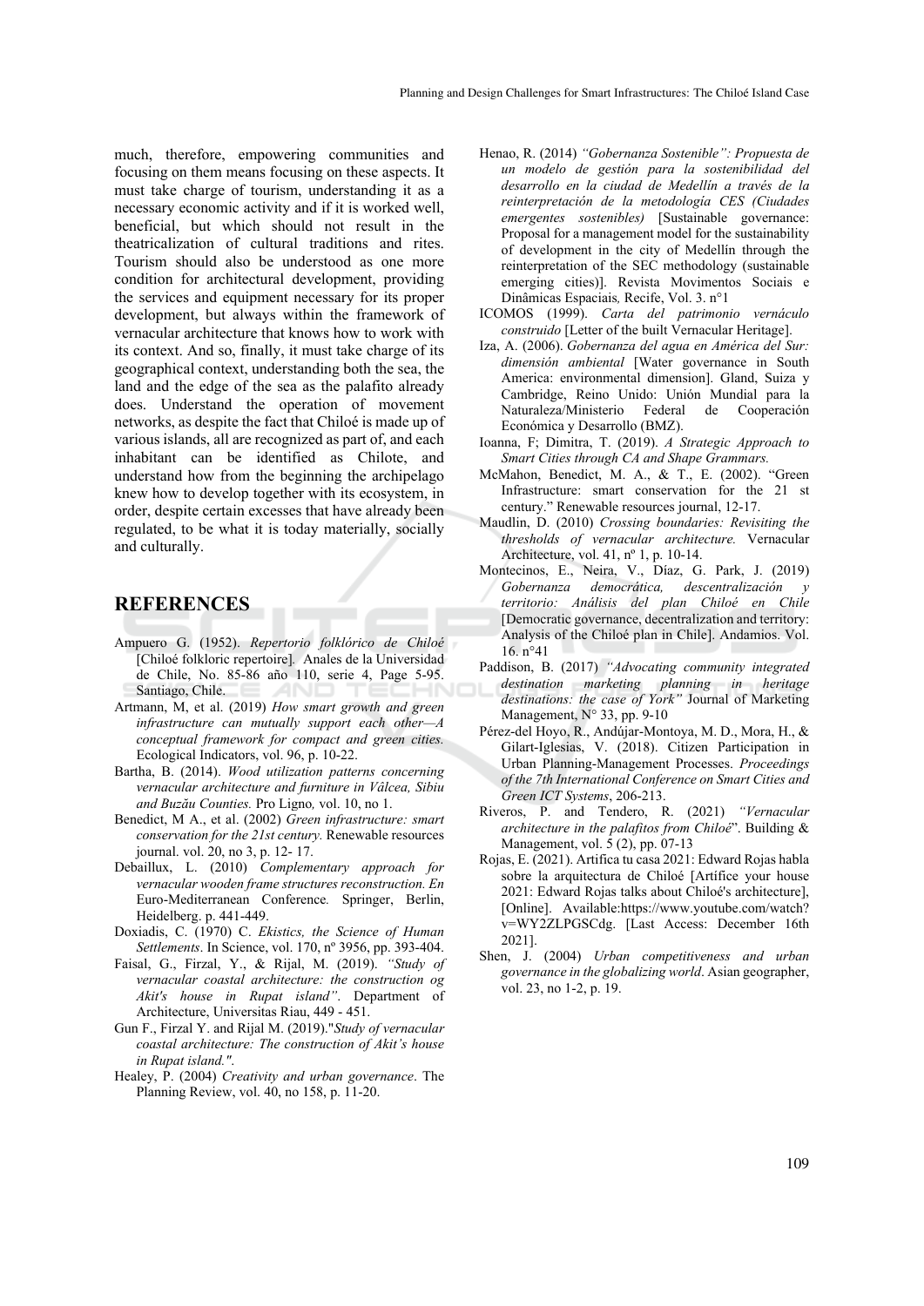much, therefore, empowering communities and focusing on them means focusing on these aspects. It must take charge of tourism, understanding it as a necessary economic activity and if it is worked well, beneficial, but which should not result in the theatricalization of cultural traditions and rites. Tourism should also be understood as one more condition for architectural development, providing the services and equipment necessary for its proper development, but always within the framework of vernacular architecture that knows how to work with its context. And so, finally, it must take charge of its geographical context, understanding both the sea, the land and the edge of the sea as the palafito already does. Understand the operation of movement networks, as despite the fact that Chiloé is made up of various islands, all are recognized as part of, and each inhabitant can be identified as Chilote, and understand how from the beginning the archipelago knew how to develop together with its ecosystem, in order, despite certain excesses that have already been regulated, to be what it is today materially, socially and culturally.

## REFERENCES

Ampuero G. (1952). *Repertorio folklórico de Chiloé* [Chiloé folkloric repertoire]. Anales de la Universidad de Chile, No. 85-86 año 110, serie 4, Page 5-95. Santiago, Chile.

Artmann, M, et al. (2019) *How smart growth and green infrastructure can mutually support each other—A conceptual framework for compact and green cities.* Ecological Indicators, vol. 96, p. 10-22.

Bartha, B. (2014). *Wood utilization patterns concerning vernacular architecture and furniture in Vâlcea, Sibiu and Buzău Counties.* Pro Ligno*,* vol. 10, no 1.

Benedict, M A., et al. (2002) *Green infrastructure: smart conservation for the 21st century.* Renewable resources journal. vol. 20, no 3, p. 12- 17.

Debaillux, L. (2010) *Complementary approach for vernacular wooden frame structures reconstruction. En* Euro-Mediterranean Conference*.* Springer, Berlin, Heidelberg. p. 441-449.

Doxiadis, C. (1970) C. *Ekistics, the Science of Human Settlements*. In Science, vol. 170, nº 3956, pp. 393-404.

Faisal, G., Firzal, Y., & Rijal, M. (2019). *"Study of vernacular coastal architecture: the construction og Akit's house in Rupat island"*. Department of Architecture, Universitas Riau, 449 - 451.

Gun F., Firzal Y. and Rijal M. (2019)."*Study of vernacular coastal architecture: The construction of Akit's house in Rupat island."*.

Healey, P. (2004) *Creativity and urban governance*. The Planning Review, vol. 40, no 158, p. 11-20.

Henao, R. (2014) *"Gobernanza Sostenible": Propuesta de un modelo de gestión para la sostenibilidad del desarrollo en la ciudad de Medellín a través de la reinterpretación de la metodología CES (Ciudades emergentes sostenibles)* [Sustainable governance: Proposal for a management model for the sustainability of development in the city of Medellín through the reinterpretation of the SEC methodology (sustainable emerging cities)]. Revista Movimentos Sociais e Dinâmicas Espaciais*,* Recife, Vol. 3. n°1

ICOMOS (1999). *Carta del patrimonio vernáculo construido* [Letter of the built Vernacular Heritage].

Iza, A. (2006). *Gobernanza del agua en América del Sur: dimensión ambiental* [Water governance in South America: environmental dimension]. Gland, Suiza y Cambridge, Reino Unido: Unión Mundial para la Naturaleza/Ministerio Federal de Cooperación Económica y Desarrollo (BMZ).

Ioanna, F; Dimitra, T. (2019). *A Strategic Approach to Smart Cities through CA and Shape Grammars.*

McMahon, Benedict, M. A., & T., E. (2002). "Green Infrastructure: smart conservation for the 21 st century." Renewable resources journal, 12-17.

Maudlin, D. (2010) *Crossing boundaries: Revisiting the thresholds of vernacular architecture.* Vernacular Architecture, vol. 41, nº 1, p. 10-14.

Montecinos, E., Neira, V., Díaz, G. Park, J. (2019) *Gobernanza democrática, descentralización y territorio: Análisis del plan Chiloé en Chile* [Democratic governance, decentralization and territory: Analysis of the Chiloé plan in Chile]. Andamios. Vol. 16. n°41

Paddison, B. (2017) *"Advocating community integrated destination marketing planning in heritage destinations: the case of York"* Journal of Marketing Management, N° 33, pp. 9-10

Pérez-del Hoyo, R., Andújar-Montoya, M. D., Mora, H., & Gilart-Iglesias, V. (2018). Citizen Participation in Urban Planning-Management Processes. *Proceedings of the 7th International Conference on Smart Cities and Green ICT Systems*, 206-213.

Riveros, P. and Tendero, R. (2021) *"Vernacular architecture in the palafitos from Chiloé*". Building & Management, vol. 5 (2), pp. 07-13

Rojas, E. (2021). Artifica tu casa 2021: Edward Rojas habla sobre la arquitectura de Chiloé [Artífice your house 2021: Edward Rojas talks about Chiloé's architecture], [Online]. Available:https://www.youtube.com/watch?v=WY2ZLPGSCdg. [Last Access: December 16th 2021].

Shen, J. (2004) *Urban competitiveness and urban governance in the globalizing world*. Asian geographer, vol. 23, no 1-2, p. 19.